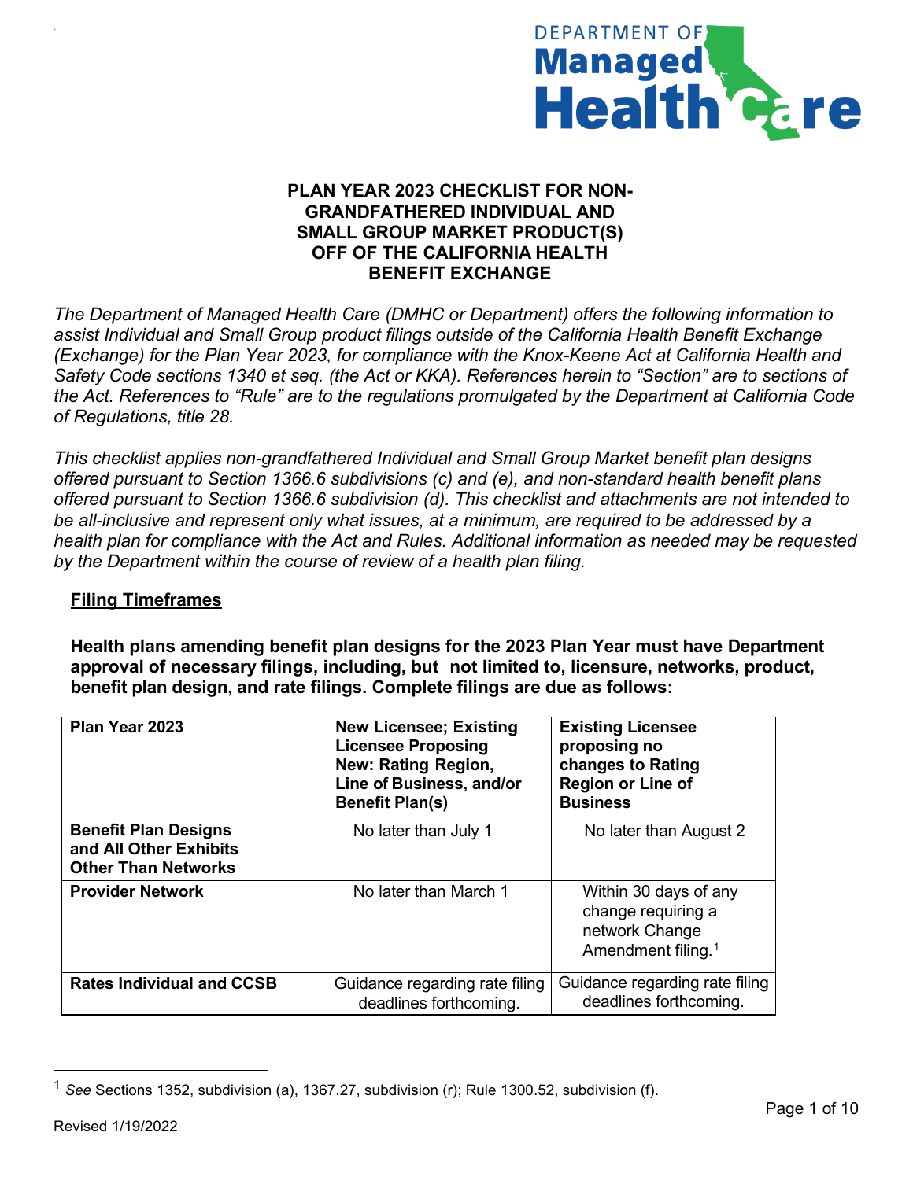DEPARTMENT OF Managed Health Care

# PLAN YEAR 2023 CHECKLIST FOR NON-GRANDFATHERED INDIVIDUAL AND SMALL GROUP MARKET PRODUCT(S) OFF OF THE CALIFORNIA HEALTH BENEFIT EXCHANGE

*The Department of Managed Health Care (DMHC or Department) offers the following information to assist Individual and Small Group product filings outside of the California Health Benefit Exchange (Exchange) for the Plan Year 2023, for compliance with the Knox-Keene Act at California Health and Safety Code sections 1340 et seq. (the Act or KKA). References herein to "Section" are to sections of the Act. References to "Rule" are to the regulations promulgated by the Department at California Code of Regulations, title 28.*

*This checklist applies non-grandfathered Individual and Small Group Market benefit plan designs offered pursuant to Section 1366.6 subdivisions (c) and (e), and non-standard health benefit plans offered pursuant to Section 1366.6 subdivision (d). This checklist and attachments are not intended to be all-inclusive and represent only what issues, at a minimum, are required to be addressed by a health plan for compliance with the Act and Rules. Additional information as needed may be requested by the Department within the course of review of a health plan filing.*

## Filing Timeframes

**Health plans amending benefit plan designs for the 2023 Plan Year must have Department approval of necessary filings, including, but not limited to, licensure, networks, product, benefit plan design, and rate filings. Complete filings are due as follows:**

| Plan Year 2023 | New Licensee; Existing Licensee Proposing New: Rating Region, Line of Business, and/or Benefit Plan(s) | Existing Licensee proposing no changes to Rating Region or Line of Business |
|---|---|---|
| **Benefit Plan Designs and All Other Exhibits Other Than Networks** | No later than July 1 | No later than August 2 |
| **Provider Network** | No later than March 1 | Within 30 days of any change requiring a network Change Amendment filing.[1] |
| **Rates Individual and CCSB** | Guidance regarding rate filing deadlines forthcoming. | Guidance regarding rate filing deadlines forthcoming. |

[1] *See* Sections 1352, subdivision (a), 1367.27, subdivision (r); Rule 1300.52, subdivision (f).

Revised 1/19/2022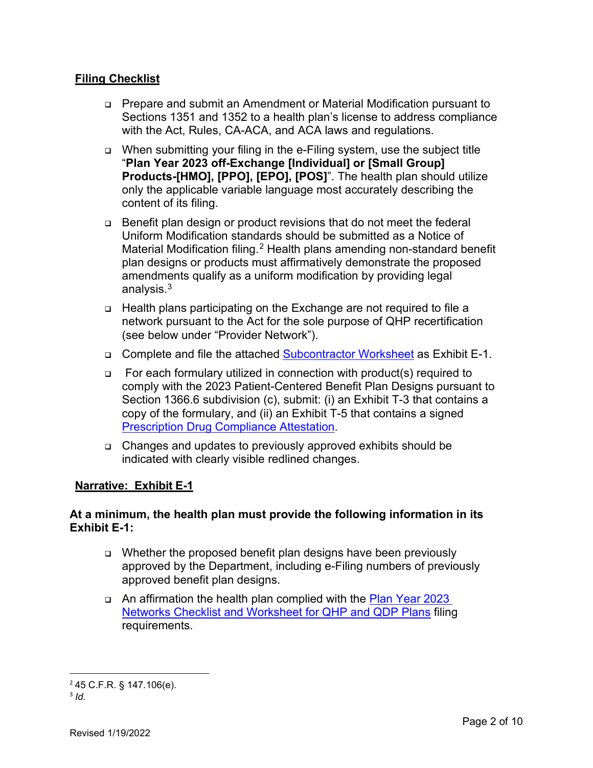**Filing Checklist**

- Prepare and submit an Amendment or Material Modification pursuant to Sections 1351 and 1352 to a health plan's license to address compliance with the Act, Rules, CA-ACA, and ACA laws and regulations.
- When submitting your filing in the e-Filing system, use the subject title "**Plan Year 2023 off-Exchange [Individual] or [Small Group] Products-[HMO], [PPO], [EPO], [POS]**". The health plan should utilize only the applicable variable language most accurately describing the content of its filing.
- Benefit plan design or product revisions that do not meet the federal Uniform Modification standards should be submitted as a Notice of Material Modification filing.[2] Health plans amending non-standard benefit plan designs or products must affirmatively demonstrate the proposed amendments qualify as a uniform modification by providing legal analysis.[3]
- Health plans participating on the Exchange are not required to file a network pursuant to the Act for the sole purpose of QHP recertification (see below under "Provider Network").
- Complete and file the attached Subcontractor Worksheet as Exhibit E-1.
- For each formulary utilized in connection with product(s) required to comply with the 2023 Patient-Centered Benefit Plan Designs pursuant to Section 1366.6 subdivision (c), submit: (i) an Exhibit T-3 that contains a copy of the formulary, and (ii) an Exhibit T-5 that contains a signed Prescription Drug Compliance Attestation.
- Changes and updates to previously approved exhibits should be indicated with clearly visible redlined changes.

**Narrative: Exhibit E-1**

**At a minimum, the health plan must provide the following information in its Exhibit E-1:**

- Whether the proposed benefit plan designs have been previously approved by the Department, including e-Filing numbers of previously approved benefit plan designs.
- An affirmation the health plan complied with the Plan Year 2023 Networks Checklist and Worksheet for QHP and QDP Plans filing requirements.

---

[2] 45 C.F.R. § 147.106(e).

[3] *Id.*

Revised 1/19/2022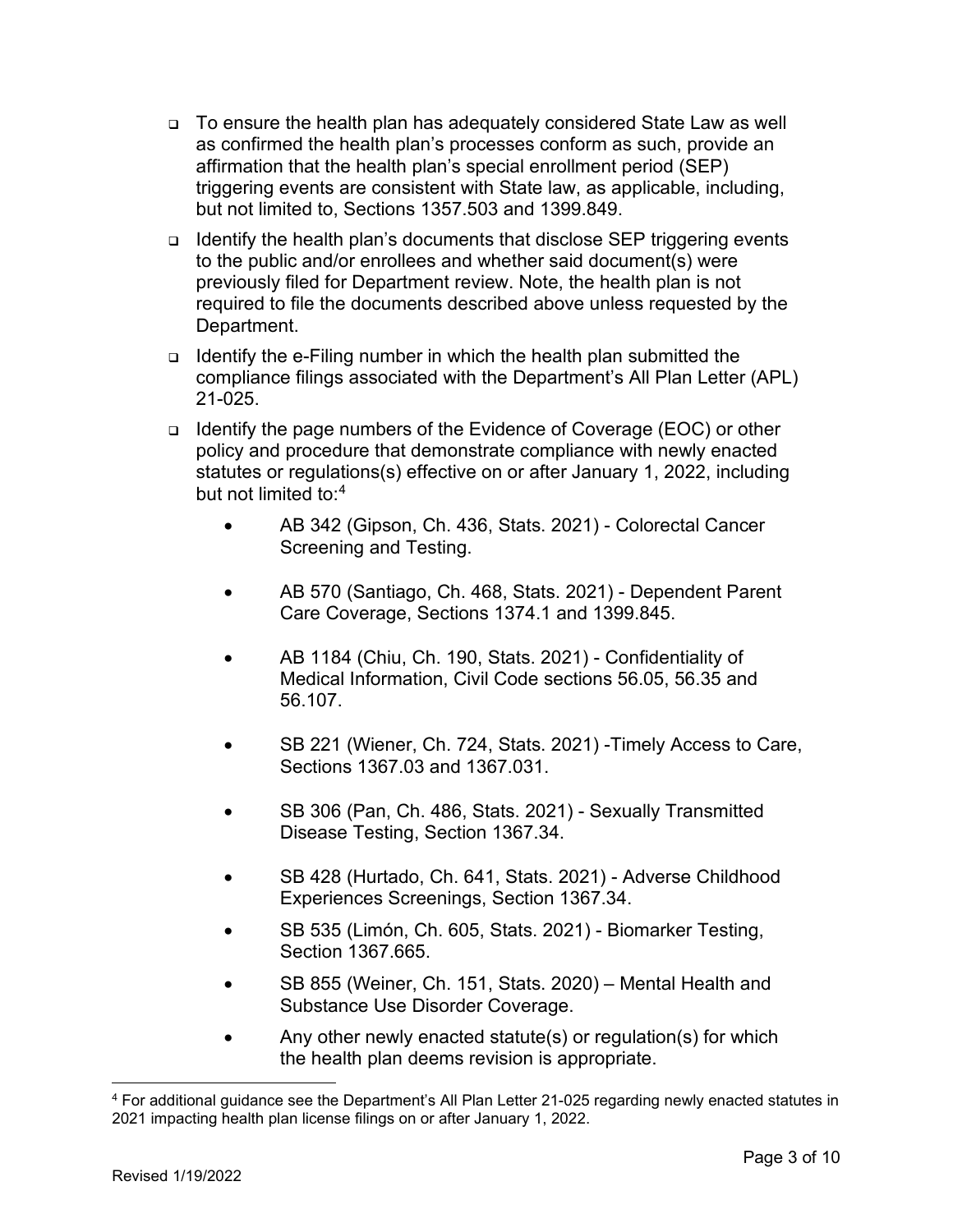- ❑ To ensure the health plan has adequately considered State Law as well as confirmed the health plan's processes conform as such, provide an affirmation that the health plan's special enrollment period (SEP) triggering events are consistent with State law, as applicable, including, but not limited to, Sections 1357.503 and 1399.849.
- ❑ Identify the health plan's documents that disclose SEP triggering events to the public and/or enrollees and whether said document(s) were previously filed for Department review. Note, the health plan is not required to file the documents described above unless requested by the Department.
- ❑ Identify the e-Filing number in which the health plan submitted the compliance filings associated with the Department's All Plan Letter (APL) 21-025.
- ❑ Identify the page numbers of the Evidence of Coverage (EOC) or other policy and procedure that demonstrate compliance with newly enacted statutes or regulations(s) effective on or after January 1, 2022, including but not limited to:[4]
  - AB 342 (Gipson, Ch. 436, Stats. 2021) - Colorectal Cancer Screening and Testing.
  - AB 570 (Santiago, Ch. 468, Stats. 2021) - Dependent Parent Care Coverage, Sections 1374.1 and 1399.845.
  - AB 1184 (Chiu, Ch. 190, Stats. 2021) - Confidentiality of Medical Information, Civil Code sections 56.05, 56.35 and 56.107.
  - SB 221 (Wiener, Ch. 724, Stats. 2021) -Timely Access to Care, Sections 1367.03 and 1367.031.
  - SB 306 (Pan, Ch. 486, Stats. 2021) - Sexually Transmitted Disease Testing, Section 1367.34.
  - SB 428 (Hurtado, Ch. 641, Stats. 2021) - Adverse Childhood Experiences Screenings, Section 1367.34.
  - SB 535 (Limón, Ch. 605, Stats. 2021) - Biomarker Testing, Section 1367.665.
  - SB 855 (Weiner, Ch. 151, Stats. 2020) – Mental Health and Substance Use Disorder Coverage.
  - Any other newly enacted statute(s) or regulation(s) for which the health plan deems revision is appropriate.

[4] For additional guidance see the Department's All Plan Letter 21-025 regarding newly enacted statutes in 2021 impacting health plan license filings on or after January 1, 2022.

Revised 1/19/2022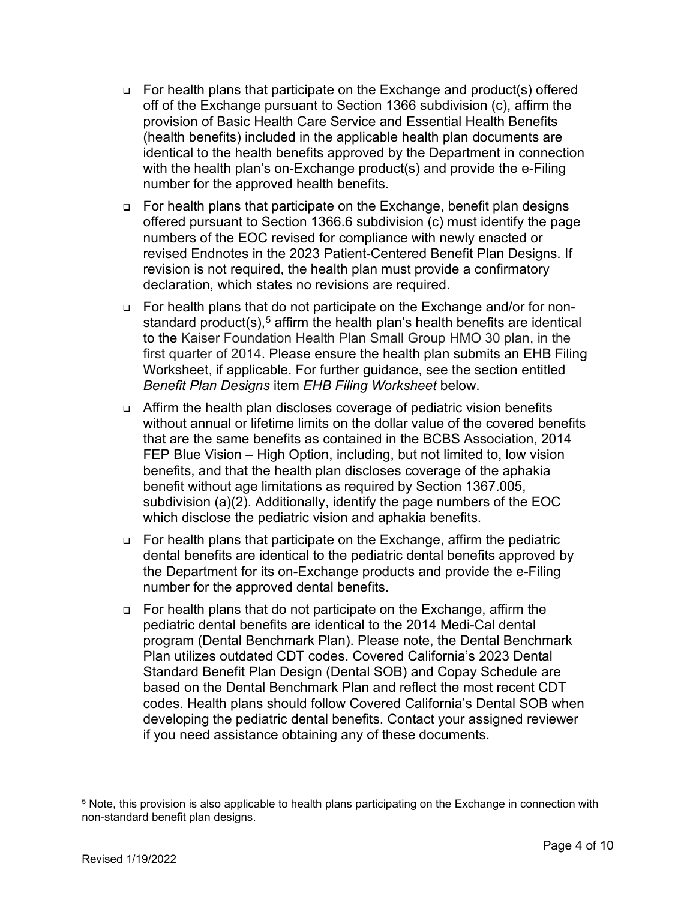- For health plans that participate on the Exchange and product(s) offered off of the Exchange pursuant to Section 1366 subdivision (c), affirm the provision of Basic Health Care Service and Essential Health Benefits (health benefits) included in the applicable health plan documents are identical to the health benefits approved by the Department in connection with the health plan's on-Exchange product(s) and provide the e-Filing number for the approved health benefits.
- For health plans that participate on the Exchange, benefit plan designs offered pursuant to Section 1366.6 subdivision (c) must identify the page numbers of the EOC revised for compliance with newly enacted or revised Endnotes in the 2023 Patient-Centered Benefit Plan Designs. If revision is not required, the health plan must provide a confirmatory declaration, which states no revisions are required.
- For health plans that do not participate on the Exchange and/or for non-standard product(s),[5] affirm the health plan's health benefits are identical to the Kaiser Foundation Health Plan Small Group HMO 30 plan, in the first quarter of 2014. Please ensure the health plan submits an EHB Filing Worksheet, if applicable. For further guidance, see the section entitled *Benefit Plan Designs* item *EHB Filing Worksheet* below.
- Affirm the health plan discloses coverage of pediatric vision benefits without annual or lifetime limits on the dollar value of the covered benefits that are the same benefits as contained in the BCBS Association, 2014 FEP Blue Vision – High Option, including, but not limited to, low vision benefits, and that the health plan discloses coverage of the aphakia benefit without age limitations as required by Section 1367.005, subdivision (a)(2). Additionally, identify the page numbers of the EOC which disclose the pediatric vision and aphakia benefits.
- For health plans that participate on the Exchange, affirm the pediatric dental benefits are identical to the pediatric dental benefits approved by the Department for its on-Exchange products and provide the e-Filing number for the approved dental benefits.
- For health plans that do not participate on the Exchange, affirm the pediatric dental benefits are identical to the 2014 Medi-Cal dental program (Dental Benchmark Plan). Please note, the Dental Benchmark Plan utilizes outdated CDT codes. Covered California's 2023 Dental Standard Benefit Plan Design (Dental SOB) and Copay Schedule are based on the Dental Benchmark Plan and reflect the most recent CDT codes. Health plans should follow Covered California's Dental SOB when developing the pediatric dental benefits. Contact your assigned reviewer if you need assistance obtaining any of these documents.

---

[5] Note, this provision is also applicable to health plans participating on the Exchange in connection with non-standard benefit plan designs.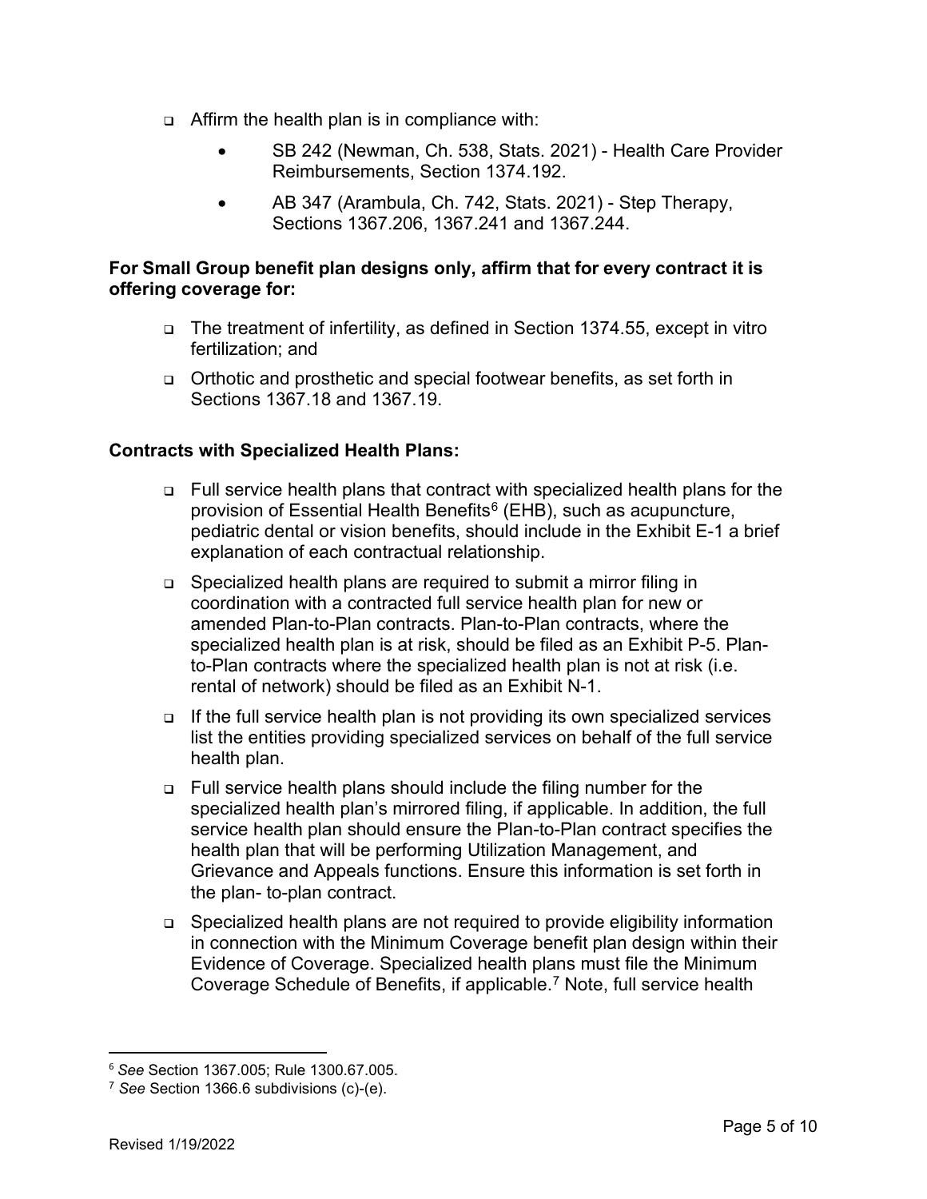- Affirm the health plan is in compliance with:
    - SB 242 (Newman, Ch. 538, Stats. 2021) - Health Care Provider Reimbursements, Section 1374.192.
    - AB 347 (Arambula, Ch. 742, Stats. 2021) - Step Therapy, Sections 1367.206, 1367.241 and 1367.244.

**For Small Group benefit plan designs only, affirm that for every contract it is offering coverage for:**

- The treatment of infertility, as defined in Section 1374.55, except in vitro fertilization; and
- Orthotic and prosthetic and special footwear benefits, as set forth in Sections 1367.18 and 1367.19.

**Contracts with Specialized Health Plans:**

- Full service health plans that contract with specialized health plans for the provision of Essential Health Benefits[6] (EHB), such as acupuncture, pediatric dental or vision benefits, should include in the Exhibit E-1 a brief explanation of each contractual relationship.
- Specialized health plans are required to submit a mirror filing in coordination with a contracted full service health plan for new or amended Plan-to-Plan contracts. Plan-to-Plan contracts, where the specialized health plan is at risk, should be filed as an Exhibit P-5. Plan-to-Plan contracts where the specialized health plan is not at risk (i.e. rental of network) should be filed as an Exhibit N-1.
- If the full service health plan is not providing its own specialized services list the entities providing specialized services on behalf of the full service health plan.
- Full service health plans should include the filing number for the specialized health plan's mirrored filing, if applicable. In addition, the full service health plan should ensure the Plan-to-Plan contract specifies the health plan that will be performing Utilization Management, and Grievance and Appeals functions. Ensure this information is set forth in the plan- to-plan contract.
- Specialized health plans are not required to provide eligibility information in connection with the Minimum Coverage benefit plan design within their Evidence of Coverage. Specialized health plans must file the Minimum Coverage Schedule of Benefits, if applicable.[7] Note, full service health

---

[6] *See* Section 1367.005; Rule 1300.67.005.

[7] *See* Section 1366.6 subdivisions (c)-(e).

Revised 1/19/2022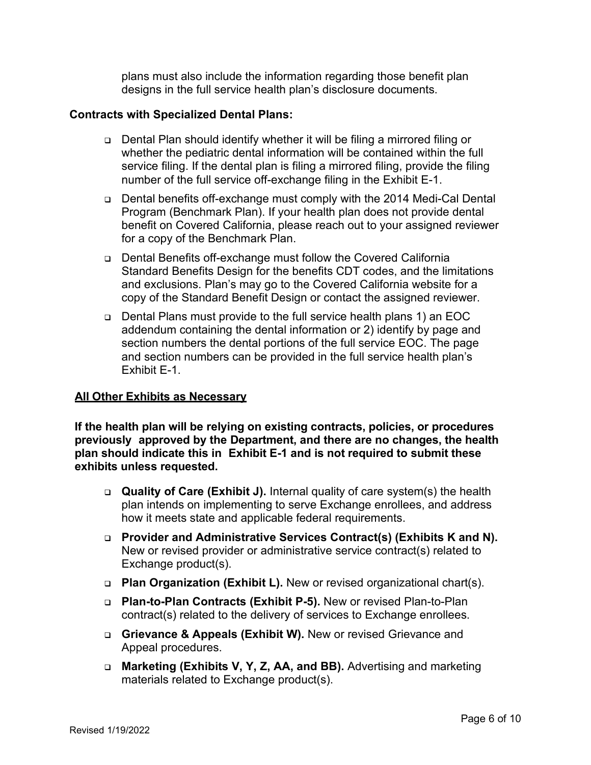plans must also include the information regarding those benefit plan designs in the full service health plan's disclosure documents.

**Contracts with Specialized Dental Plans:**

- Dental Plan should identify whether it will be filing a mirrored filing or whether the pediatric dental information will be contained within the full service filing. If the dental plan is filing a mirrored filing, provide the filing number of the full service off-exchange filing in the Exhibit E-1.
- Dental benefits off-exchange must comply with the 2014 Medi-Cal Dental Program (Benchmark Plan). If your health plan does not provide dental benefit on Covered California, please reach out to your assigned reviewer for a copy of the Benchmark Plan.
- Dental Benefits off-exchange must follow the Covered California Standard Benefits Design for the benefits CDT codes, and the limitations and exclusions. Plan's may go to the Covered California website for a copy of the Standard Benefit Design or contact the assigned reviewer.
- Dental Plans must provide to the full service health plans 1) an EOC addendum containing the dental information or 2) identify by page and section numbers the dental portions of the full service EOC. The page and section numbers can be provided in the full service health plan's Exhibit E-1.

**<u>All Other Exhibits as Necessary</u>**

**If the health plan will be relying on existing contracts, policies, or procedures previously approved by the Department, and there are no changes, the health plan should indicate this in Exhibit E-1 and is not required to submit these exhibits unless requested.**

- **Quality of Care (Exhibit J).** Internal quality of care system(s) the health plan intends on implementing to serve Exchange enrollees, and address how it meets state and applicable federal requirements.
- **Provider and Administrative Services Contract(s) (Exhibits K and N).** New or revised provider or administrative service contract(s) related to Exchange product(s).
- **Plan Organization (Exhibit L).** New or revised organizational chart(s).
- **Plan-to-Plan Contracts (Exhibit P-5).** New or revised Plan-to-Plan contract(s) related to the delivery of services to Exchange enrollees.
- **Grievance & Appeals (Exhibit W).** New or revised Grievance and Appeal procedures.
- **Marketing (Exhibits V, Y, Z, AA, and BB).** Advertising and marketing materials related to Exchange product(s).

Revised 1/19/2022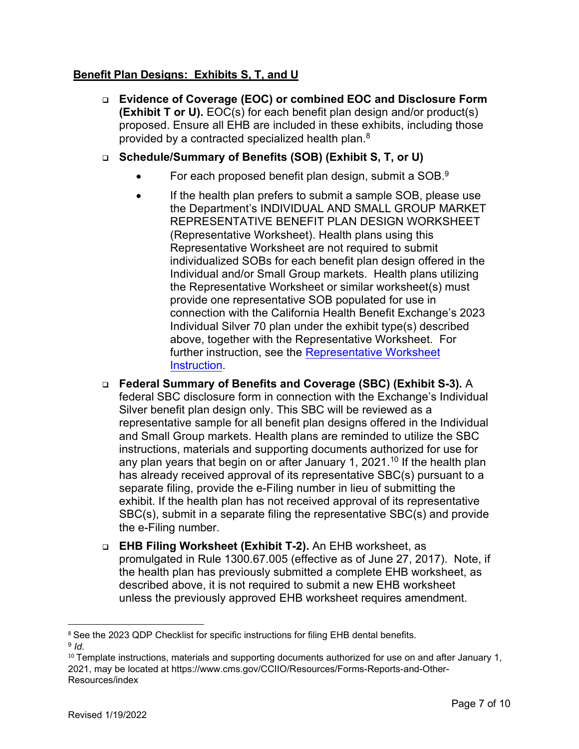**Benefit Plan Designs: Exhibits S, T, and U**

- **Evidence of Coverage (EOC) or combined EOC and Disclosure Form (Exhibit T or U).** EOC(s) for each benefit plan design and/or product(s) proposed. Ensure all EHB are included in these exhibits, including those provided by a contracted specialized health plan.[8]
- **Schedule/Summary of Benefits (SOB) (Exhibit S, T, or U)**
  - For each proposed benefit plan design, submit a SOB.[9]
  - If the health plan prefers to submit a sample SOB, please use the Department's INDIVIDUAL AND SMALL GROUP MARKET REPRESENTATIVE BENEFIT PLAN DESIGN WORKSHEET (Representative Worksheet). Health plans using this Representative Worksheet are not required to submit individualized SOBs for each benefit plan design offered in the Individual and/or Small Group markets. Health plans utilizing the Representative Worksheet or similar worksheet(s) must provide one representative SOB populated for use in connection with the California Health Benefit Exchange's 2023 Individual Silver 70 plan under the exhibit type(s) described above, together with the Representative Worksheet. For further instruction, see the Representative Worksheet Instruction.
- **Federal Summary of Benefits and Coverage (SBC) (Exhibit S-3).** A federal SBC disclosure form in connection with the Exchange's Individual Silver benefit plan design only. This SBC will be reviewed as a representative sample for all benefit plan designs offered in the Individual and Small Group markets. Health plans are reminded to utilize the SBC instructions, materials and supporting documents authorized for use for any plan years that begin on or after January 1, 2021.[10] If the health plan has already received approval of its representative SBC(s) pursuant to a separate filing, provide the e-Filing number in lieu of submitting the exhibit. If the health plan has not received approval of its representative SBC(s), submit in a separate filing the representative SBC(s) and provide the e-Filing number.
- **EHB Filing Worksheet (Exhibit T-2).** An EHB worksheet, as promulgated in Rule 1300.67.005 (effective as of June 27, 2017). Note, if the health plan has previously submitted a complete EHB worksheet, as described above, it is not required to submit a new EHB worksheet unless the previously approved EHB worksheet requires amendment.

---

[8] See the 2023 QDP Checklist for specific instructions for filing EHB dental benefits.

[9] *Id.*

[10] Template instructions, materials and supporting documents authorized for use on and after January 1, 2021, may be located at https://www.cms.gov/CCIIO/Resources/Forms-Reports-and-Other-Resources/index

Revised 1/19/2022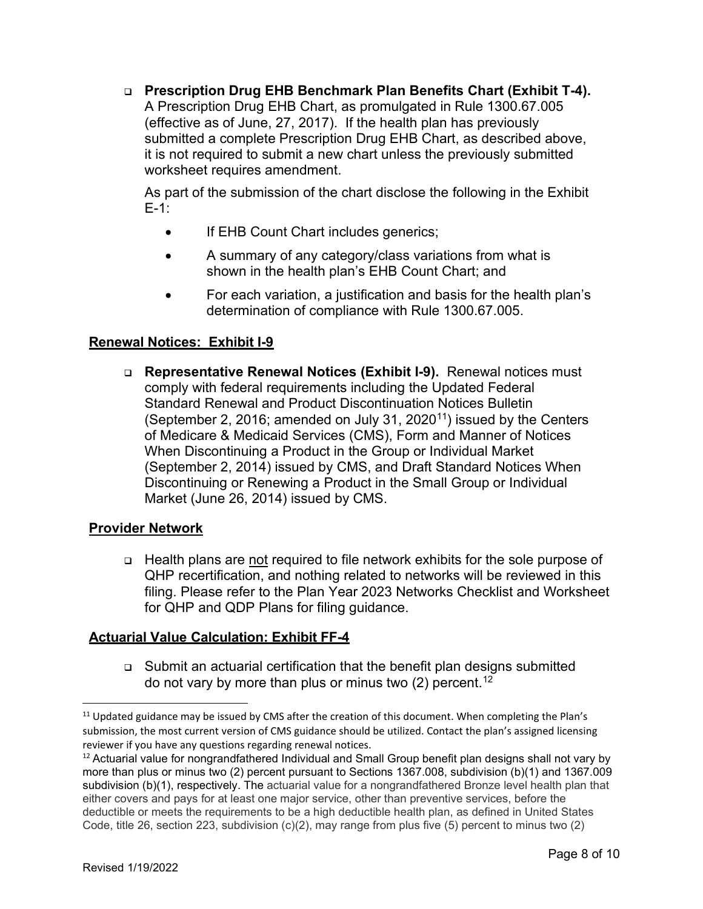- **Prescription Drug EHB Benchmark Plan Benefits Chart (Exhibit T-4).** A Prescription Drug EHB Chart, as promulgated in Rule 1300.67.005 (effective as of June, 27, 2017). If the health plan has previously submitted a complete Prescription Drug EHB Chart, as described above, it is not required to submit a new chart unless the previously submitted worksheet requires amendment.

  As part of the submission of the chart disclose the following in the Exhibit E-1:

  - If EHB Count Chart includes generics;
  - A summary of any category/class variations from what is shown in the health plan's EHB Count Chart; and
  - For each variation, a justification and basis for the health plan's determination of compliance with Rule 1300.67.005.

**Renewal Notices: Exhibit I-9**

- **Representative Renewal Notices (Exhibit I-9).** Renewal notices must comply with federal requirements including the Updated Federal Standard Renewal and Product Discontinuation Notices Bulletin (September 2, 2016; amended on July 31, 2020[11]) issued by the Centers of Medicare & Medicaid Services (CMS), Form and Manner of Notices When Discontinuing a Product in the Group or Individual Market (September 2, 2014) issued by CMS, and Draft Standard Notices When Discontinuing or Renewing a Product in the Small Group or Individual Market (June 26, 2014) issued by CMS.

**Provider Network**

- Health plans are not required to file network exhibits for the sole purpose of QHP recertification, and nothing related to networks will be reviewed in this filing. Please refer to the Plan Year 2023 Networks Checklist and Worksheet for QHP and QDP Plans for filing guidance.

**Actuarial Value Calculation: Exhibit FF-4**

- Submit an actuarial certification that the benefit plan designs submitted do not vary by more than plus or minus two (2) percent.[12]

---

[11] Updated guidance may be issued by CMS after the creation of this document. When completing the Plan's submission, the most current version of CMS guidance should be utilized. Contact the plan's assigned licensing reviewer if you have any questions regarding renewal notices.

[12] Actuarial value for nongrandfathered Individual and Small Group benefit plan designs shall not vary by more than plus or minus two (2) percent pursuant to Sections 1367.008, subdivision (b)(1) and 1367.009 subdivision (b)(1), respectively. The actuarial value for a nongrandfathered Bronze level health plan that either covers and pays for at least one major service, other than preventive services, before the deductible or meets the requirements to be a high deductible health plan, as defined in United States Code, title 26, section 223, subdivision (c)(2), may range from plus five (5) percent to minus two (2)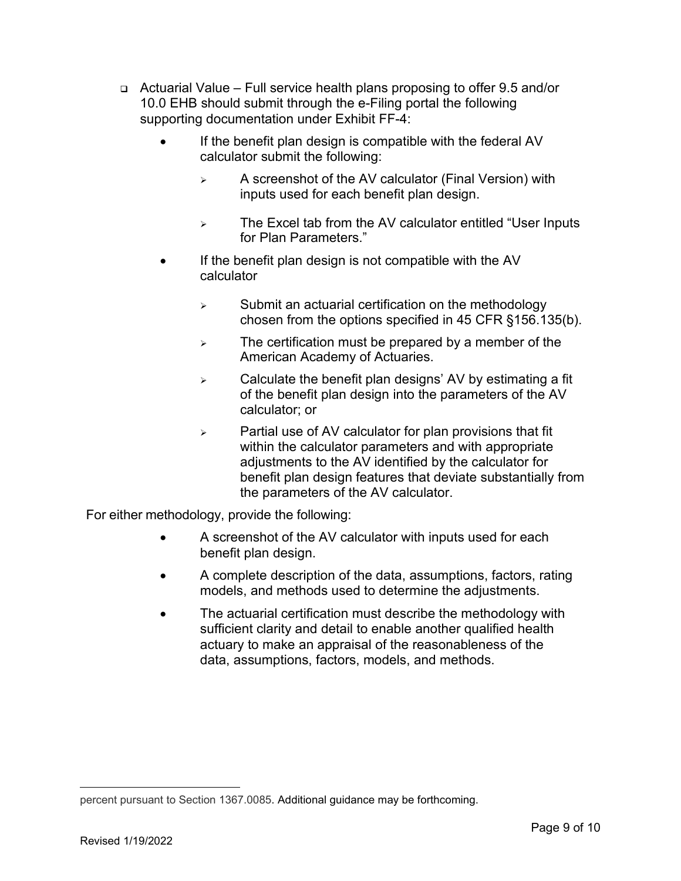- Actuarial Value – Full service health plans proposing to offer 9.5 and/or 10.0 EHB should submit through the e-Filing portal the following supporting documentation under Exhibit FF-4:
  - If the benefit plan design is compatible with the federal AV calculator submit the following:
    - A screenshot of the AV calculator (Final Version) with inputs used for each benefit plan design.
    - The Excel tab from the AV calculator entitled "User Inputs for Plan Parameters."
  - If the benefit plan design is not compatible with the AV calculator
    - Submit an actuarial certification on the methodology chosen from the options specified in 45 CFR §156.135(b).
    - The certification must be prepared by a member of the American Academy of Actuaries.
    - Calculate the benefit plan designs' AV by estimating a fit of the benefit plan design into the parameters of the AV calculator; or
    - Partial use of AV calculator for plan provisions that fit within the calculator parameters and with appropriate adjustments to the AV identified by the calculator for benefit plan design features that deviate substantially from the parameters of the AV calculator.

For either methodology, provide the following:

- A screenshot of the AV calculator with inputs used for each benefit plan design.
- A complete description of the data, assumptions, factors, rating models, and methods used to determine the adjustments.
- The actuarial certification must describe the methodology with sufficient clarity and detail to enable another qualified health actuary to make an appraisal of the reasonableness of the data, assumptions, factors, models, and methods.

---

percent pursuant to Section 1367.0085. Additional guidance may be forthcoming.

Revised 1/19/2022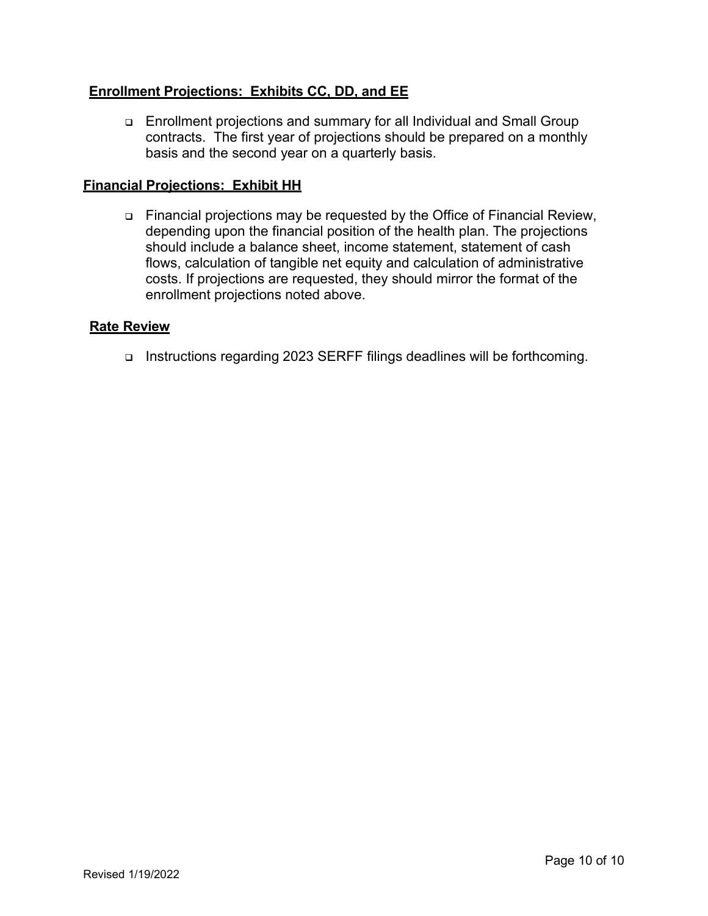**Enrollment Projections: Exhibits CC, DD, and EE**

- Enrollment projections and summary for all Individual and Small Group contracts. The first year of projections should be prepared on a monthly basis and the second year on a quarterly basis.

**Financial Projections: Exhibit HH**

- Financial projections may be requested by the Office of Financial Review, depending upon the financial position of the health plan. The projections should include a balance sheet, income statement, statement of cash flows, calculation of tangible net equity and calculation of administrative costs. If projections are requested, they should mirror the format of the enrollment projections noted above.

**Rate Review**

- Instructions regarding 2023 SERFF filings deadlines will be forthcoming.

Revised 1/19/2022